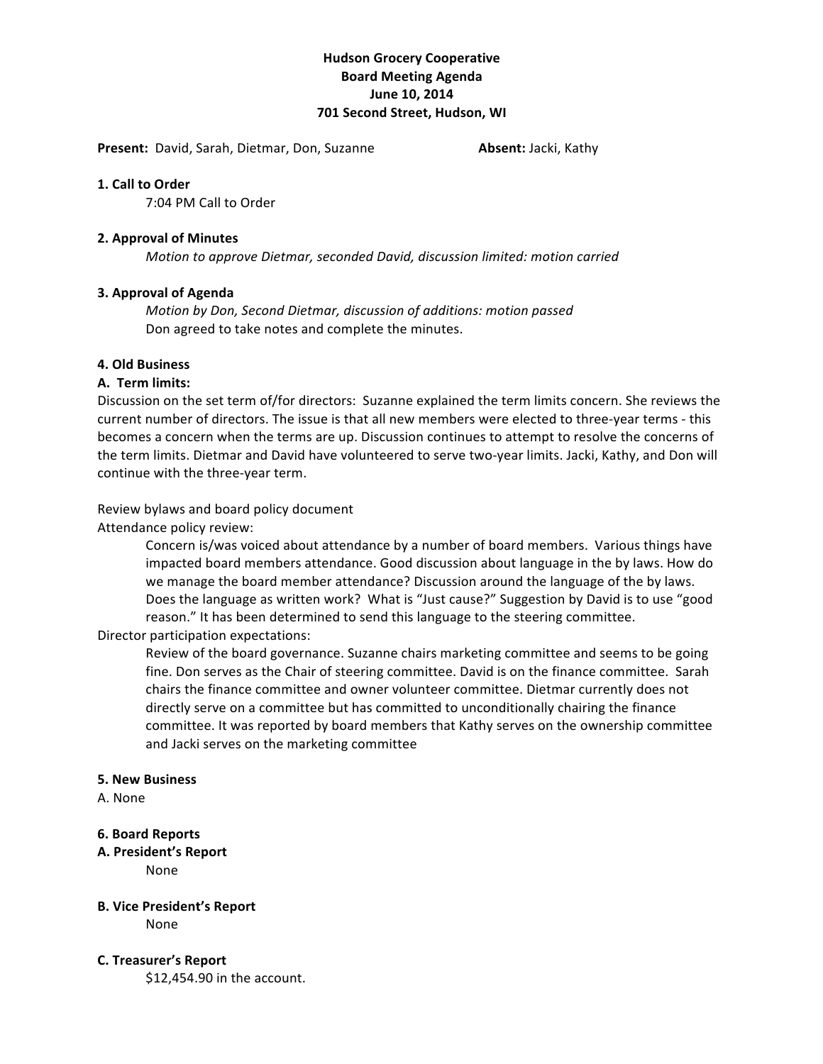# Hudson Grocery Cooperative
## Board Meeting Agenda
## June 10, 2014
## 701 Second Street, Hudson, WI

**Present:** David, Sarah, Dietmar, Don, Suzanne **Absent:** Jacki, Kathy

### 1. Call to Order

7:04 PM Call to Order

### 2. Approval of Minutes

*Motion to approve Dietmar, seconded David, discussion limited: motion carried*

### 3. Approval of Agenda

*Motion by Don, Second Dietmar, discussion of additions: motion passed*

Don agreed to take notes and complete the minutes.

### 4. Old Business

**A. Term limits:**

Discussion on the set term of/for directors: Suzanne explained the term limits concern. She reviews the current number of directors. The issue is that all new members were elected to three-year terms - this becomes a concern when the terms are up. Discussion continues to attempt to resolve the concerns of the term limits. Dietmar and David have volunteered to serve two-year limits. Jacki, Kathy, and Don will continue with the three-year term.

Review bylaws and board policy document

Attendance policy review:

Concern is/was voiced about attendance by a number of board members. Various things have impacted board members attendance. Good discussion about language in the by laws. How do we manage the board member attendance? Discussion around the language of the by laws. Does the language as written work? What is "Just cause?" Suggestion by David is to use "good reason." It has been determined to send this language to the steering committee.

Director participation expectations:

Review of the board governance. Suzanne chairs marketing committee and seems to be going fine. Don serves as the Chair of steering committee. David is on the finance committee. Sarah chairs the finance committee and owner volunteer committee. Dietmar currently does not directly serve on a committee but has committed to unconditionally chairing the finance committee. It was reported by board members that Kathy serves on the ownership committee and Jacki serves on the marketing committee

### 5. New Business

A. None

### 6. Board Reports

**A. President's Report**

None

**B. Vice President's Report**

None

**C. Treasurer's Report**

$12,454.90 in the account.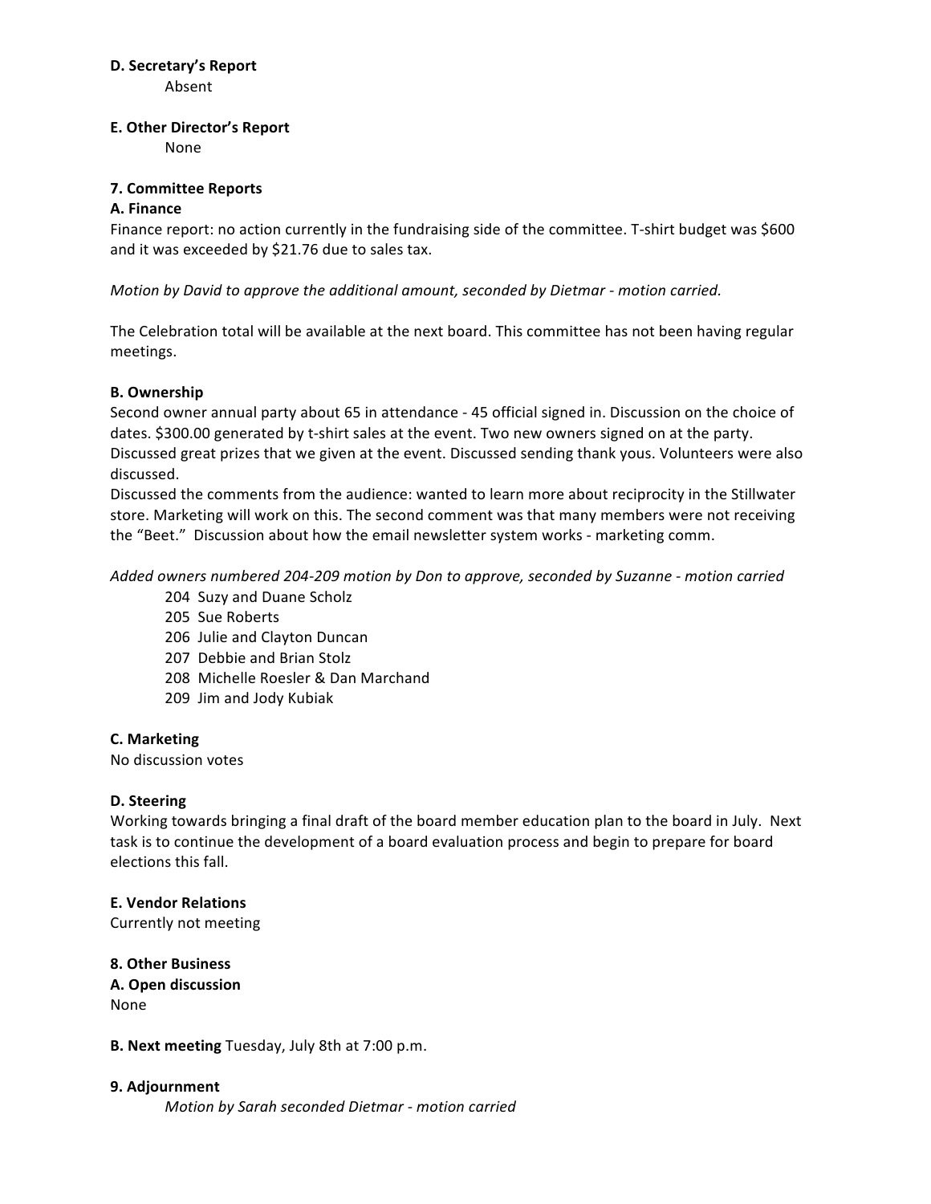**D. Secretary's Report**

Absent

**E. Other Director's Report**

None

**7. Committee Reports**

**A. Finance**

Finance report: no action currently in the fundraising side of the committee. T-shirt budget was $600 and it was exceeded by $21.76 due to sales tax.

*Motion by David to approve the additional amount, seconded by Dietmar - motion carried.*

The Celebration total will be available at the next board. This committee has not been having regular meetings.

**B. Ownership**

Second owner annual party about 65 in attendance - 45 official signed in. Discussion on the choice of dates. $300.00 generated by t-shirt sales at the event. Two new owners signed on at the party. Discussed great prizes that we given at the event. Discussed sending thank yous. Volunteers were also discussed.

Discussed the comments from the audience: wanted to learn more about reciprocity in the Stillwater store. Marketing will work on this. The second comment was that many members were not receiving the "Beet." Discussion about how the email newsletter system works - marketing comm.

*Added owners numbered 204-209 motion by Don to approve, seconded by Suzanne - motion carried*

204 Suzy and Duane Scholz
205 Sue Roberts
206 Julie and Clayton Duncan
207 Debbie and Brian Stolz
208 Michelle Roesler & Dan Marchand
209 Jim and Jody Kubiak

**C. Marketing**

No discussion votes

**D. Steering**

Working towards bringing a final draft of the board member education plan to the board in July. Next task is to continue the development of a board evaluation process and begin to prepare for board elections this fall.

**E. Vendor Relations**

Currently not meeting

**8. Other Business**

**A. Open discussion**

None

**B. Next meeting** Tuesday, July 8th at 7:00 p.m.

**9. Adjournment**

*Motion by Sarah seconded Dietmar - motion carried*